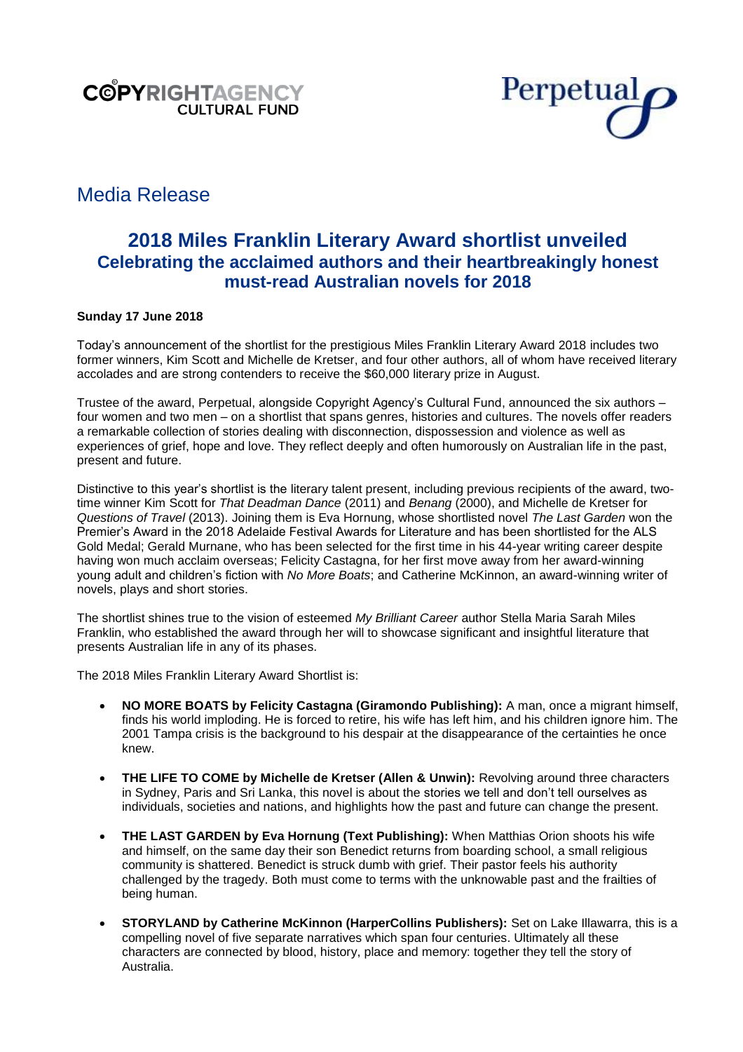COPYRIGHTAGENCY CULTURAL FUND

Perpetual

# Media Release

## 2018 Miles Franklin Literary Award shortlist unveiled

### Celebrating the acclaimed authors and their heartbreakingly honest must-read Australian novels for 2018

**Sunday 17 June 2018**

Today's announcement of the shortlist for the prestigious Miles Franklin Literary Award 2018 includes two former winners, Kim Scott and Michelle de Kretser, and four other authors, all of whom have received literary accolades and are strong contenders to receive the $60,000 literary prize in August.

Trustee of the award, Perpetual, alongside Copyright Agency's Cultural Fund, announced the six authors – four women and two men – on a shortlist that spans genres, histories and cultures. The novels offer readers a remarkable collection of stories dealing with disconnection, dispossession and violence as well as experiences of grief, hope and love. They reflect deeply and often humorously on Australian life in the past, present and future.

Distinctive to this year's shortlist is the literary talent present, including previous recipients of the award, two-time winner Kim Scott for *That Deadman Dance* (2011) and *Benang* (2000), and Michelle de Kretser for *Questions of Travel* (2013). Joining them is Eva Hornung, whose shortlisted novel *The Last Garden* won the Premier's Award in the 2018 Adelaide Festival Awards for Literature and has been shortlisted for the ALS Gold Medal; Gerald Murnane, who has been selected for the first time in his 44-year writing career despite having won much acclaim overseas; Felicity Castagna, for her first move away from her award-winning young adult and children's fiction with *No More Boats*; and Catherine McKinnon, an award-winning writer of novels, plays and short stories.

The shortlist shines true to the vision of esteemed *My Brilliant Career* author Stella Maria Sarah Miles Franklin, who established the award through her will to showcase significant and insightful literature that presents Australian life in any of its phases.

The 2018 Miles Franklin Literary Award Shortlist is:

- **NO MORE BOATS by Felicity Castagna (Giramondo Publishing):** A man, once a migrant himself, finds his world imploding. He is forced to retire, his wife has left him, and his children ignore him. The 2001 Tampa crisis is the background to his despair at the disappearance of the certainties he once knew.

- **THE LIFE TO COME by Michelle de Kretser (Allen & Unwin):** Revolving around three characters in Sydney, Paris and Sri Lanka, this novel is about the stories we tell and don't tell ourselves as individuals, societies and nations, and highlights how the past and future can change the present.

- **THE LAST GARDEN by Eva Hornung (Text Publishing):** When Matthias Orion shoots his wife and himself, on the same day their son Benedict returns from boarding school, a small religious community is shattered. Benedict is struck dumb with grief. Their pastor feels his authority challenged by the tragedy. Both must come to terms with the unknowable past and the frailties of being human.

- **STORYLAND by Catherine McKinnon (HarperCollins Publishers):** Set on Lake Illawarra, this is a compelling novel of five separate narratives which span four centuries. Ultimately all these characters are connected by blood, history, place and memory: together they tell the story of Australia.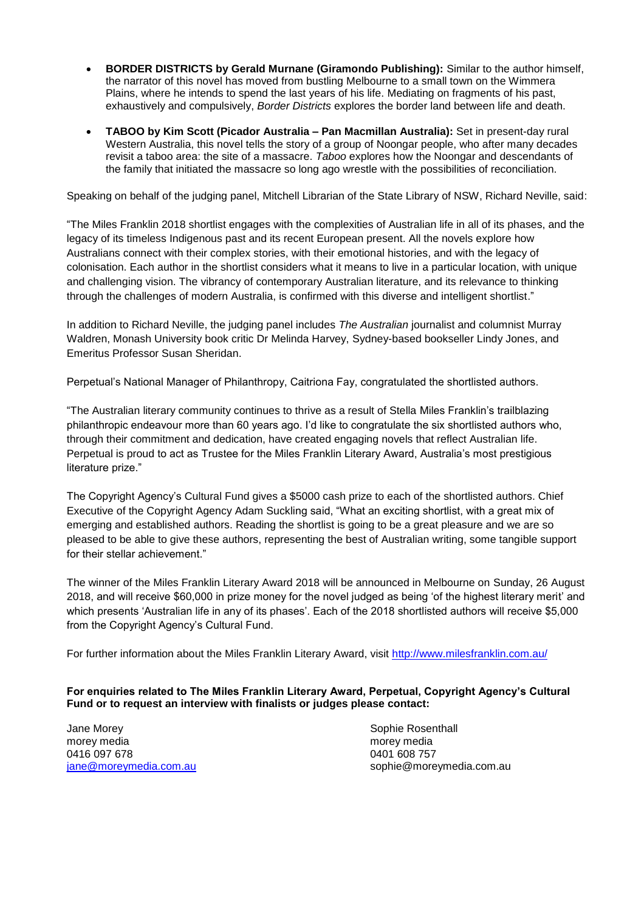- **BORDER DISTRICTS by Gerald Murnane (Giramondo Publishing):** Similar to the author himself, the narrator of this novel has moved from bustling Melbourne to a small town on the Wimmera Plains, where he intends to spend the last years of his life. Mediating on fragments of his past, exhaustively and compulsively, *Border Districts* explores the border land between life and death.

- **TABOO by Kim Scott (Picador Australia – Pan Macmillan Australia):** Set in present-day rural Western Australia, this novel tells the story of a group of Noongar people, who after many decades revisit a taboo area: the site of a massacre. *Taboo* explores how the Noongar and descendants of the family that initiated the massacre so long ago wrestle with the possibilities of reconciliation.

Speaking on behalf of the judging panel, Mitchell Librarian of the State Library of NSW, Richard Neville, said:

"The Miles Franklin 2018 shortlist engages with the complexities of Australian life in all of its phases, and the legacy of its timeless Indigenous past and its recent European present. All the novels explore how Australians connect with their complex stories, with their emotional histories, and with the legacy of colonisation. Each author in the shortlist considers what it means to live in a particular location, with unique and challenging vision. The vibrancy of contemporary Australian literature, and its relevance to thinking through the challenges of modern Australia, is confirmed with this diverse and intelligent shortlist."

In addition to Richard Neville, the judging panel includes *The Australian* journalist and columnist Murray Waldren, Monash University book critic Dr Melinda Harvey, Sydney-based bookseller Lindy Jones, and Emeritus Professor Susan Sheridan.

Perpetual's National Manager of Philanthropy, Caitriona Fay, congratulated the shortlisted authors.

"The Australian literary community continues to thrive as a result of Stella Miles Franklin's trailblazing philanthropic endeavour more than 60 years ago. I'd like to congratulate the six shortlisted authors who, through their commitment and dedication, have created engaging novels that reflect Australian life. Perpetual is proud to act as Trustee for the Miles Franklin Literary Award, Australia's most prestigious literature prize."

The Copyright Agency's Cultural Fund gives a $5000 cash prize to each of the shortlisted authors. Chief Executive of the Copyright Agency Adam Suckling said, "What an exciting shortlist, with a great mix of emerging and established authors. Reading the shortlist is going to be a great pleasure and we are so pleased to be able to give these authors, representing the best of Australian writing, some tangible support for their stellar achievement."

The winner of the Miles Franklin Literary Award 2018 will be announced in Melbourne on Sunday, 26 August 2018, and will receive $60,000 in prize money for the novel judged as being 'of the highest literary merit' and which presents 'Australian life in any of its phases'. Each of the 2018 shortlisted authors will receive $5,000 from the Copyright Agency's Cultural Fund.

For further information about the Miles Franklin Literary Award, visit http://www.milesfranklin.com.au/

**For enquiries related to The Miles Franklin Literary Award, Perpetual, Copyright Agency's Cultural Fund or to request an interview with finalists or judges please contact:**

Jane Morey
morey media
0416 097 678
jane@moreymedia.com.au

Sophie Rosenthall
morey media
0401 608 757
sophie@moreymedia.com.au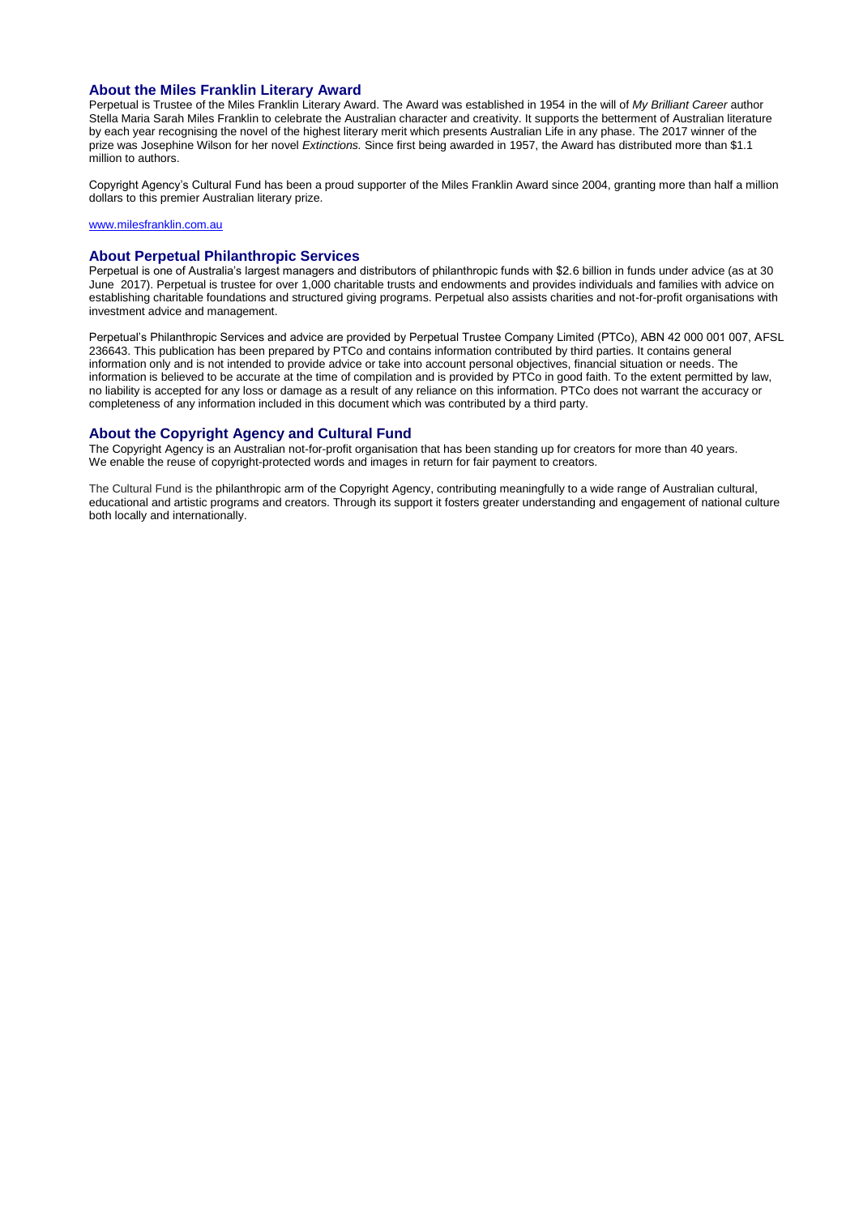## About the Miles Franklin Literary Award

Perpetual is Trustee of the Miles Franklin Literary Award. The Award was established in 1954 in the will of *My Brilliant Career* author Stella Maria Sarah Miles Franklin to celebrate the Australian character and creativity. It supports the betterment of Australian literature by each year recognising the novel of the highest literary merit which presents Australian Life in any phase. The 2017 winner of the prize was Josephine Wilson for her novel *Extinctions.* Since first being awarded in 1957, the Award has distributed more than $1.1 million to authors.

Copyright Agency's Cultural Fund has been a proud supporter of the Miles Franklin Award since 2004, granting more than half a million dollars to this premier Australian literary prize.

www.milesfranklin.com.au

## About Perpetual Philanthropic Services

Perpetual is one of Australia's largest managers and distributors of philanthropic funds with $2.6 billion in funds under advice (as at 30 June 2017). Perpetual is trustee for over 1,000 charitable trusts and endowments and provides individuals and families with advice on establishing charitable foundations and structured giving programs. Perpetual also assists charities and not-for-profit organisations with investment advice and management.

Perpetual's Philanthropic Services and advice are provided by Perpetual Trustee Company Limited (PTCo), ABN 42 000 001 007, AFSL 236643. This publication has been prepared by PTCo and contains information contributed by third parties. It contains general information only and is not intended to provide advice or take into account personal objectives, financial situation or needs. The information is believed to be accurate at the time of compilation and is provided by PTCo in good faith. To the extent permitted by law, no liability is accepted for any loss or damage as a result of any reliance on this information. PTCo does not warrant the accuracy or completeness of any information included in this document which was contributed by a third party.

## About the Copyright Agency and Cultural Fund

The Copyright Agency is an Australian not-for-profit organisation that has been standing up for creators for more than 40 years. We enable the reuse of copyright-protected words and images in return for fair payment to creators.

The Cultural Fund is the philanthropic arm of the Copyright Agency, contributing meaningfully to a wide range of Australian cultural, educational and artistic programs and creators. Through its support it fosters greater understanding and engagement of national culture both locally and internationally.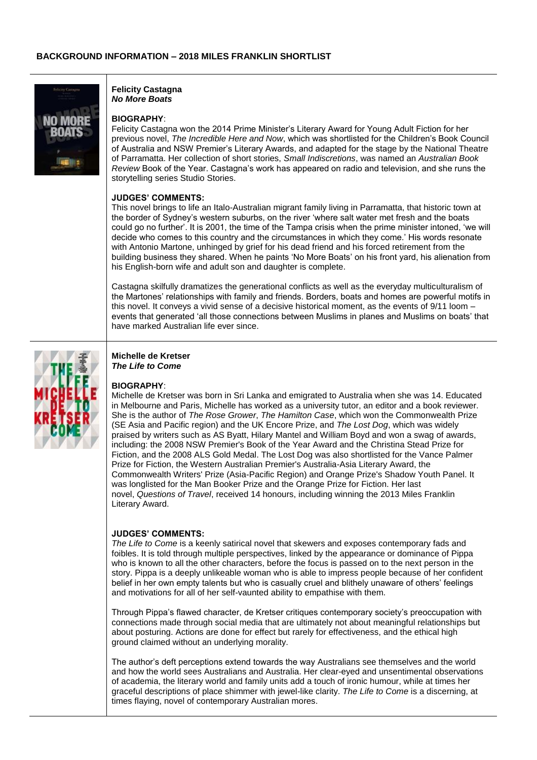## BACKGROUND INFORMATION – 2018 MILES FRANKLIN SHORTLIST

### Felicity Castagna
### *No More Boats*

**BIOGRAPHY**:

Felicity Castagna won the 2014 Prime Minister's Literary Award for Young Adult Fiction for her previous novel, *The Incredible Here and Now*, which was shortlisted for the Children's Book Council of Australia and NSW Premier's Literary Awards, and adapted for the stage by the National Theatre of Parramatta. Her collection of short stories, *Small Indiscretions*, was named an *Australian Book Review* Book of the Year. Castagna's work has appeared on radio and television, and she runs the storytelling series Studio Stories.

**JUDGES' COMMENTS:**

This novel brings to life an Italo-Australian migrant family living in Parramatta, that historic town at the border of Sydney's western suburbs, on the river 'where salt water met fresh and the boats could go no further'. It is 2001, the time of the Tampa crisis when the prime minister intoned, 'we will decide who comes to this country and the circumstances in which they come.' His words resonate with Antonio Martone, unhinged by grief for his dead friend and his forced retirement from the building business they shared. When he paints 'No More Boats' on his front yard, his alienation from his English-born wife and adult son and daughter is complete.

Castagna skilfully dramatizes the generational conflicts as well as the everyday multiculturalism of the Martones' relationships with family and friends. Borders, boats and homes are powerful motifs in this novel. It conveys a vivid sense of a decisive historical moment, as the events of 9/11 loom – events that generated 'all those connections between Muslims in planes and Muslims on boats' that have marked Australian life ever since.

### Michelle de Kretser
### *The Life to Come*

**BIOGRAPHY**:

Michelle de Kretser was born in Sri Lanka and emigrated to Australia when she was 14. Educated in Melbourne and Paris, Michelle has worked as a university tutor, an editor and a book reviewer. She is the author of *The Rose Grower*, *The Hamilton Case*, which won the Commonwealth Prize (SE Asia and Pacific region) and the UK Encore Prize, and *The Lost Dog*, which was widely praised by writers such as AS Byatt, Hilary Mantel and William Boyd and won a swag of awards, including: the 2008 NSW Premier's Book of the Year Award and the Christina Stead Prize for Fiction, and the 2008 ALS Gold Medal. The Lost Dog was also shortlisted for the Vance Palmer Prize for Fiction, the Western Australian Premier's Australia-Asia Literary Award, the Commonwealth Writers' Prize (Asia-Pacific Region) and Orange Prize's Shadow Youth Panel. It was longlisted for the Man Booker Prize and the Orange Prize for Fiction. Her last novel, *Questions of Travel*, received 14 honours, including winning the 2013 Miles Franklin Literary Award.

**JUDGES' COMMENTS:**

*The Life to Come* is a keenly satirical novel that skewers and exposes contemporary fads and foibles. It is told through multiple perspectives, linked by the appearance or dominance of Pippa who is known to all the other characters, before the focus is passed on to the next person in the story. Pippa is a deeply unlikeable woman who is able to impress people because of her confident belief in her own empty talents but who is casually cruel and blithely unaware of others' feelings and motivations for all of her self-vaunted ability to empathise with them.

Through Pippa's flawed character, de Kretser critiques contemporary society's preoccupation with connections made through social media that are ultimately not about meaningful relationships but about posturing. Actions are done for effect but rarely for effectiveness, and the ethical high ground claimed without an underlying morality.

The author's deft perceptions extend towards the way Australians see themselves and the world and how the world sees Australians and Australia. Her clear-eyed and unsentimental observations of academia, the literary world and family units add a touch of ironic humour, while at times her graceful descriptions of place shimmer with jewel-like clarity. *The Life to Come* is a discerning, at times flaying, novel of contemporary Australian mores.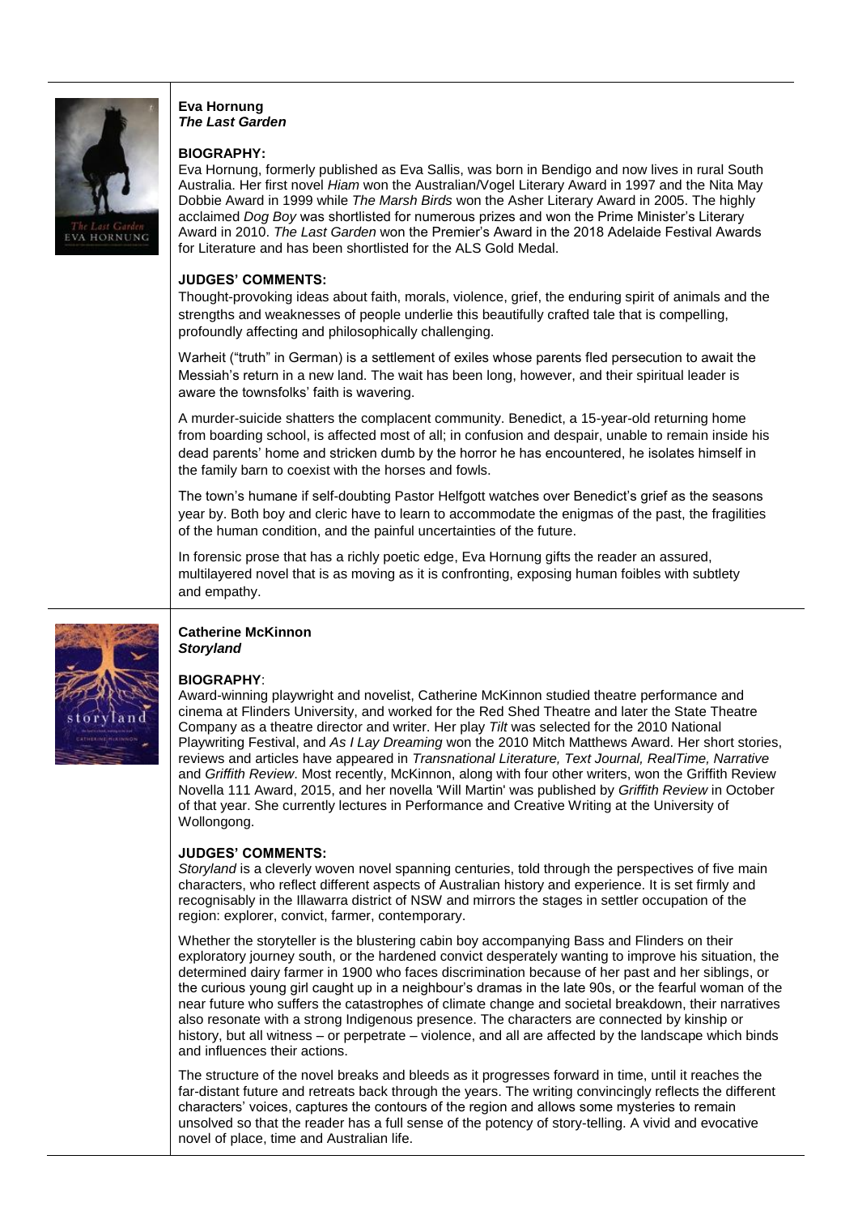**Eva Hornung**
***The Last Garden***

**BIOGRAPHY:**

Eva Hornung, formerly published as Eva Sallis, was born in Bendigo and now lives in rural South Australia. Her first novel *Hiam* won the Australian/Vogel Literary Award in 1997 and the Nita May Dobbie Award in 1999 while *The Marsh Birds* won the Asher Literary Award in 2005. The highly acclaimed *Dog Boy* was shortlisted for numerous prizes and won the Prime Minister's Literary Award in 2010. *The Last Garden* won the Premier's Award in the 2018 Adelaide Festival Awards for Literature and has been shortlisted for the ALS Gold Medal.

**JUDGES' COMMENTS:**

Thought-provoking ideas about faith, morals, violence, grief, the enduring spirit of animals and the strengths and weaknesses of people underlie this beautifully crafted tale that is compelling, profoundly affecting and philosophically challenging.

Warheit ("truth" in German) is a settlement of exiles whose parents fled persecution to await the Messiah's return in a new land. The wait has been long, however, and their spiritual leader is aware the townsfolks' faith is wavering.

A murder-suicide shatters the complacent community. Benedict, a 15-year-old returning home from boarding school, is affected most of all; in confusion and despair, unable to remain inside his dead parents' home and stricken dumb by the horror he has encountered, he isolates himself in the family barn to coexist with the horses and fowls.

The town's humane if self-doubting Pastor Helfgott watches over Benedict's grief as the seasons year by. Both boy and cleric have to learn to accommodate the enigmas of the past, the fragilities of the human condition, and the painful uncertainties of the future.

In forensic prose that has a richly poetic edge, Eva Hornung gifts the reader an assured, multilayered novel that is as moving as it is confronting, exposing human foibles with subtlety and empathy.

**Catherine McKinnon**
***Storyland***

**BIOGRAPHY**:

Award-winning playwright and novelist, Catherine McKinnon studied theatre performance and cinema at Flinders University, and worked for the Red Shed Theatre and later the State Theatre Company as a theatre director and writer. Her play *Tilt* was selected for the 2010 National Playwriting Festival, and *As I Lay Dreaming* won the 2010 Mitch Matthews Award. Her short stories, reviews and articles have appeared in *Transnational Literature, Text Journal, RealTime, Narrative* and *Griffith Review*. Most recently, McKinnon, along with four other writers, won the Griffith Review Novella 111 Award, 2015, and her novella 'Will Martin' was published by *Griffith Review* in October of that year. She currently lectures in Performance and Creative Writing at the University of Wollongong.

**JUDGES' COMMENTS:**

*Storyland* is a cleverly woven novel spanning centuries, told through the perspectives of five main characters, who reflect different aspects of Australian history and experience. It is set firmly and recognisably in the Illawarra district of NSW and mirrors the stages in settler occupation of the region: explorer, convict, farmer, contemporary.

Whether the storyteller is the blustering cabin boy accompanying Bass and Flinders on their exploratory journey south, or the hardened convict desperately wanting to improve his situation, the determined dairy farmer in 1900 who faces discrimination because of her past and her siblings, or the curious young girl caught up in a neighbour's dramas in the late 90s, or the fearful woman of the near future who suffers the catastrophes of climate change and societal breakdown, their narratives also resonate with a strong Indigenous presence. The characters are connected by kinship or history, but all witness – or perpetrate – violence, and all are affected by the landscape which binds and influences their actions.

The structure of the novel breaks and bleeds as it progresses forward in time, until it reaches the far-distant future and retreats back through the years. The writing convincingly reflects the different characters' voices, captures the contours of the region and allows some mysteries to remain unsolved so that the reader has a full sense of the potency of story-telling. A vivid and evocative novel of place, time and Australian life.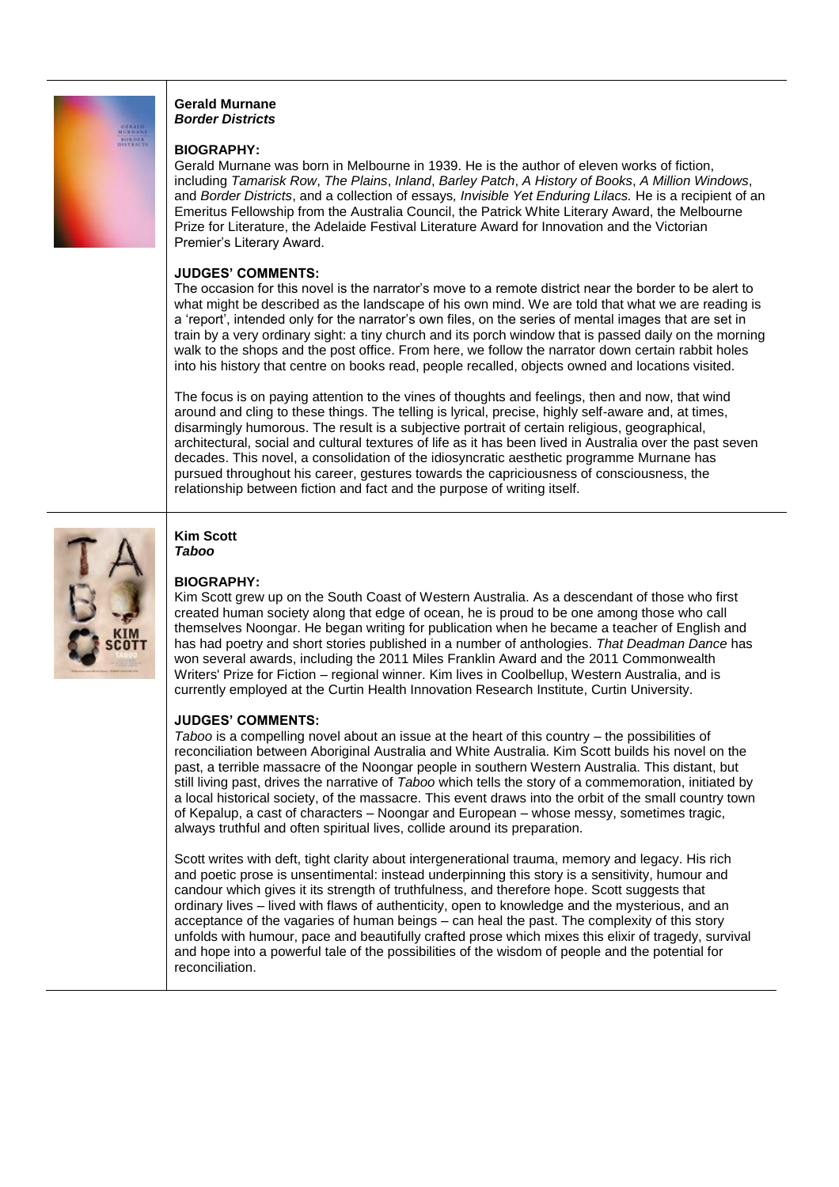**Gerald Murnane**
***Border Districts***

**BIOGRAPHY:**

Gerald Murnane was born in Melbourne in 1939. He is the author of eleven works of fiction, including *Tamarisk Row*, *The Plains*, *Inland*, *Barley Patch*, *A History of Books*, *A Million Windows*, and *Border Districts*, and a collection of essays, *Invisible Yet Enduring Lilacs.* He is a recipient of an Emeritus Fellowship from the Australia Council, the Patrick White Literary Award, the Melbourne Prize for Literature, the Adelaide Festival Literature Award for Innovation and the Victorian Premier's Literary Award.

**JUDGES' COMMENTS:**

The occasion for this novel is the narrator's move to a remote district near the border to be alert to what might be described as the landscape of his own mind. We are told that what we are reading is a 'report', intended only for the narrator's own files, on the series of mental images that are set in train by a very ordinary sight: a tiny church and its porch window that is passed daily on the morning walk to the shops and the post office. From here, we follow the narrator down certain rabbit holes into his history that centre on books read, people recalled, objects owned and locations visited.

The focus is on paying attention to the vines of thoughts and feelings, then and now, that wind around and cling to these things. The telling is lyrical, precise, highly self-aware and, at times, disarmingly humorous. The result is a subjective portrait of certain religious, geographical, architectural, social and cultural textures of life as it has been lived in Australia over the past seven decades. This novel, a consolidation of the idiosyncratic aesthetic programme Murnane has pursued throughout his career, gestures towards the capriciousness of consciousness, the relationship between fiction and fact and the purpose of writing itself.

**Kim Scott**
***Taboo***

**BIOGRAPHY:**

Kim Scott grew up on the South Coast of Western Australia. As a descendant of those who first created human society along that edge of ocean, he is proud to be one among those who call themselves Noongar. He began writing for publication when he became a teacher of English and has had poetry and short stories published in a number of anthologies. *That Deadman Dance* has won several awards, including the 2011 Miles Franklin Award and the 2011 Commonwealth Writers' Prize for Fiction – regional winner. Kim lives in Coolbellup, Western Australia, and is currently employed at the Curtin Health Innovation Research Institute, Curtin University.

**JUDGES' COMMENTS:**

*Taboo* is a compelling novel about an issue at the heart of this country – the possibilities of reconciliation between Aboriginal Australia and White Australia. Kim Scott builds his novel on the past, a terrible massacre of the Noongar people in southern Western Australia. This distant, but still living past, drives the narrative of *Taboo* which tells the story of a commemoration, initiated by a local historical society, of the massacre. This event draws into the orbit of the small country town of Kepalup, a cast of characters – Noongar and European – whose messy, sometimes tragic, always truthful and often spiritual lives, collide around its preparation.

Scott writes with deft, tight clarity about intergenerational trauma, memory and legacy. His rich and poetic prose is unsentimental: instead underpinning this story is a sensitivity, humour and candour which gives it its strength of truthfulness, and therefore hope. Scott suggests that ordinary lives – lived with flaws of authenticity, open to knowledge and the mysterious, and an acceptance of the vagaries of human beings – can heal the past. The complexity of this story unfolds with humour, pace and beautifully crafted prose which mixes this elixir of tragedy, survival and hope into a powerful tale of the possibilities of the wisdom of people and the potential for reconciliation.